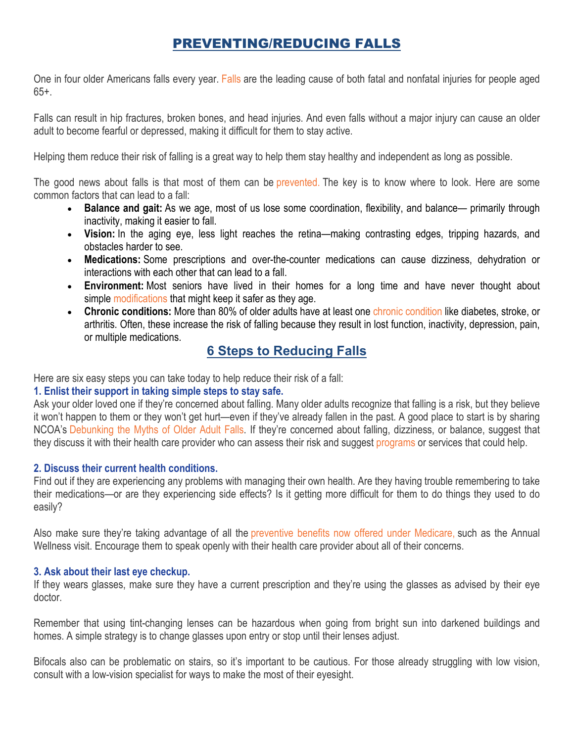# PREVENTING/REDUCING FALLS

One in four older Americans falls every year. Falls are the leading cause of both fatal and nonfatal injuries for people aged 65+.

Falls can result in hip fractures, broken bones, and head injuries. And even falls without a major injury can cause an older adult to become fearful or depressed, making it difficult for them to stay active.

Helping them reduce their risk of falling is a great way to help them stay healthy and independent as long as possible.

The good news about falls is that most of them can be prevented. The key is to know where to look. Here are some common factors that can lead to a fall:

- **Balance and gait:** As we age, most of us lose some coordination, flexibility, and balance— primarily through inactivity, making it easier to fall.
- **Vision:** In the aging eye, less light reaches the retina—making contrasting edges, tripping hazards, and obstacles harder to see.
- **Medications:** Some prescriptions and over-the-counter medications can cause dizziness, dehydration or interactions with each other that can lead to a fall.
- **Environment:** Most seniors have lived in their homes for a long time and have never thought about simple modifications that might keep it safer as they age.
- **Chronic conditions:** More than 80% of older adults have at least one chronic condition like diabetes, stroke, or arthritis. Often, these increase the risk of falling because they result in lost function, inactivity, depression, pain, or multiple medications.

## 6 Steps to Reducing Falls

Here are six easy steps you can take today to help reduce their risk of a fall:

### 1. Enlist their support in taking simple steps to stay safe.

Ask your older loved one if they're concerned about falling. Many older adults recognize that falling is a risk, but they believe it won't happen to them or they won't get hurt—even if they've already fallen in the past. A good place to start is by sharing NCOA's Debunking the Myths of Older Adult Falls. If they're concerned about falling, dizziness, or balance, suggest that they discuss it with their health care provider who can assess their risk and suggest programs or services that could help.

### 2. Discuss their current health conditions.

Find out if they are experiencing any problems with managing their own health. Are they having trouble remembering to take their medications—or are they experiencing side effects? Is it getting more difficult for them to do things they used to do easily?

Also make sure they're taking advantage of all the preventive benefits now offered under Medicare, such as the Annual Wellness visit. Encourage them to speak openly with their health care provider about all of their concerns.

### 3. Ask about their last eye checkup.

If they wears glasses, make sure they have a current prescription and they're using the glasses as advised by their eye doctor.

Remember that using tint-changing lenses can be hazardous when going from bright sun into darkened buildings and homes. A simple strategy is to change glasses upon entry or stop until their lenses adjust.

Bifocals also can be problematic on stairs, so it's important to be cautious. For those already struggling with low vision, consult with a low-vision specialist for ways to make the most of their eyesight.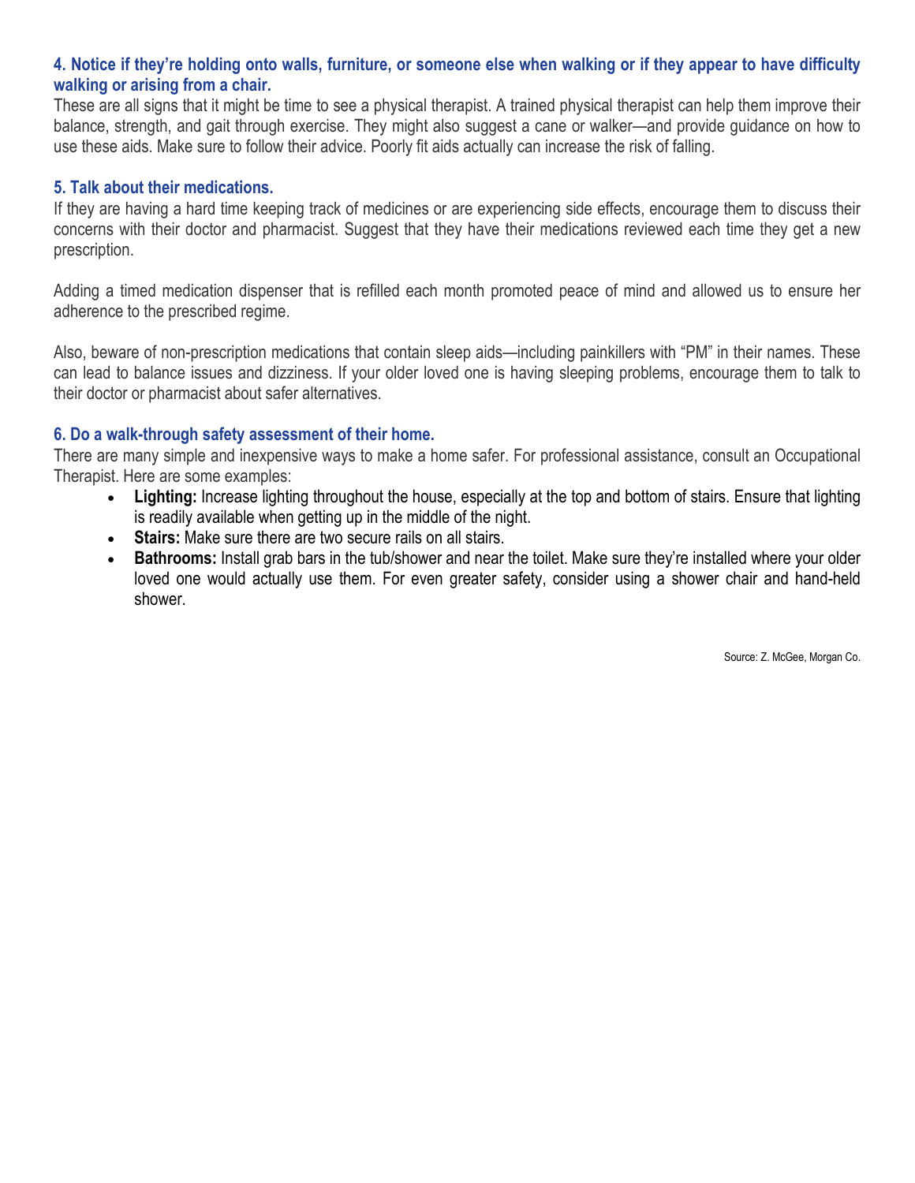### 4. Notice if they're holding onto walls, furniture, or someone else when walking or if they appear to have difficulty walking or arising from a chair.

These are all signs that it might be time to see a physical therapist. A trained physical therapist can help them improve their balance, strength, and gait through exercise. They might also suggest a cane or walker—and provide guidance on how to use these aids. Make sure to follow their advice. Poorly fit aids actually can increase the risk of falling.

### 5. Talk about their medications.

If they are having a hard time keeping track of medicines or are experiencing side effects, encourage them to discuss their concerns with their doctor and pharmacist. Suggest that they have their medications reviewed each time they get a new prescription.

Adding a timed medication dispenser that is refilled each month promoted peace of mind and allowed us to ensure her adherence to the prescribed regime.

Also, beware of non-prescription medications that contain sleep aids—including painkillers with "PM" in their names. These can lead to balance issues and dizziness. If your older loved one is having sleeping problems, encourage them to talk to their doctor or pharmacist about safer alternatives.

### 6. Do a walk-through safety assessment of their home.

There are many simple and inexpensive ways to make a home safer. For professional assistance, consult an Occupational Therapist. Here are some examples:

- **Lighting:** Increase lighting throughout the house, especially at the top and bottom of stairs. Ensure that lighting is readily available when getting up in the middle of the night.
- **Stairs:** Make sure there are two secure rails on all stairs.
- **Bathrooms:** Install grab bars in the tub/shower and near the toilet. Make sure they're installed where your older loved one would actually use them. For even greater safety, consider using a shower chair and hand-held shower.

Source: Z. McGee, Morgan Co.